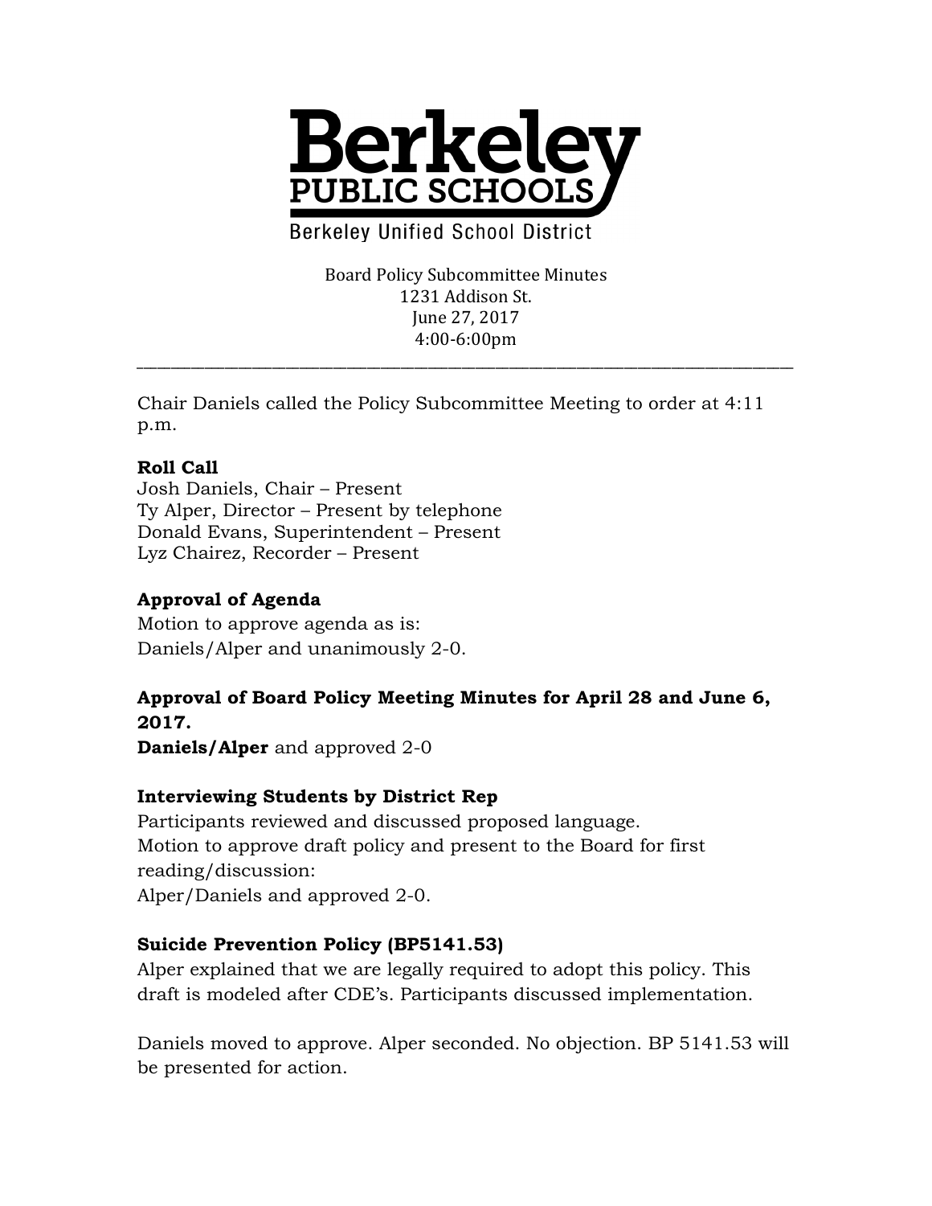# Berkeley PUBLIC SCHOOLS

Berkeley Unified School District

Board Policy Subcommittee Minutes
1231 Addison St.
June 27, 2017
4:00-6:00pm

---

Chair Daniels called the Policy Subcommittee Meeting to order at 4:11 p.m.

**Roll Call**
Josh Daniels, Chair – Present
Ty Alper, Director – Present by telephone
Donald Evans, Superintendent – Present
Lyz Chairez, Recorder – Present

**Approval of Agenda**
Motion to approve agenda as is:
Daniels/Alper and unanimously 2-0.

**Approval of Board Policy Meeting Minutes for April 28 and June 6, 2017.**
**Daniels/Alper** and approved 2-0

**Interviewing Students by District Rep**
Participants reviewed and discussed proposed language.
Motion to approve draft policy and present to the Board for first reading/discussion:
Alper/Daniels and approved 2-0.

**Suicide Prevention Policy (BP5141.53)**
Alper explained that we are legally required to adopt this policy. This draft is modeled after CDE's. Participants discussed implementation.

Daniels moved to approve. Alper seconded. No objection. BP 5141.53 will be presented for action.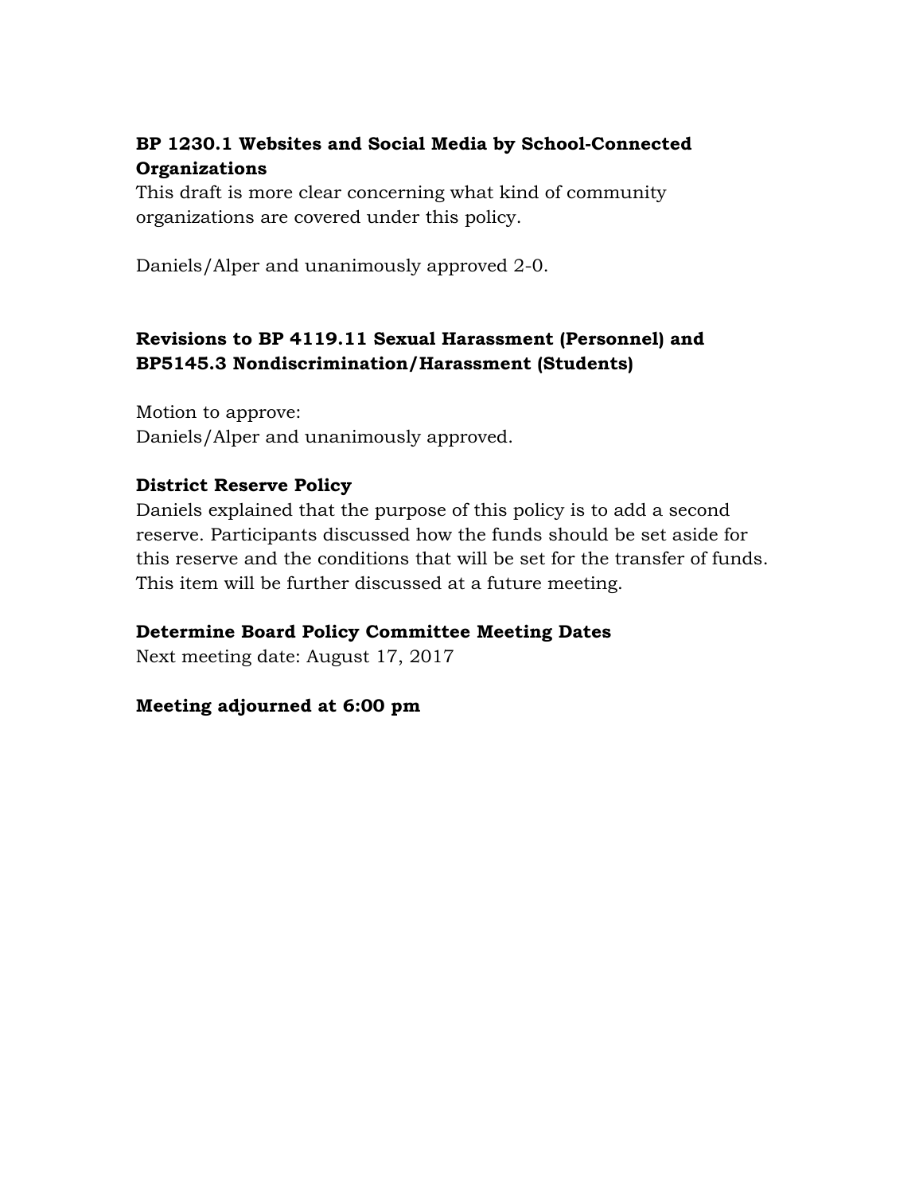**BP 1230.1 Websites and Social Media by School-Connected Organizations**

This draft is more clear concerning what kind of community organizations are covered under this policy.

Daniels/Alper and unanimously approved 2-0.

**Revisions to BP 4119.11 Sexual Harassment (Personnel) and BP5145.3 Nondiscrimination/Harassment (Students)**

Motion to approve:
Daniels/Alper and unanimously approved.

**District Reserve Policy**

Daniels explained that the purpose of this policy is to add a second reserve. Participants discussed how the funds should be set aside for this reserve and the conditions that will be set for the transfer of funds. This item will be further discussed at a future meeting.

**Determine Board Policy Committee Meeting Dates**

Next meeting date: August 17, 2017

**Meeting adjourned at 6:00 pm**